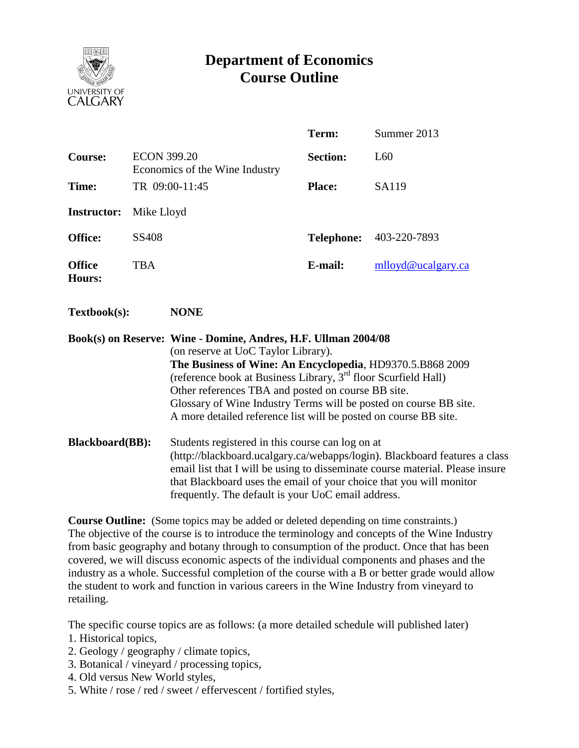# Department of Economics
# Course Outline

| | | | |
|---|---|---|---|
| | | **Term:** | Summer 2013 |
| **Course:** | ECON 399.20<br>Economics of the Wine Industry | **Section:** | L60 |
| **Time:** | TR 09:00-11:45 | **Place:** | SA119 |
| **Instructor:** | Mike Lloyd | | |
| **Office:** | SS408 | **Telephone:** | 403-220-7893 |
| **Office Hours:** | TBA | **E-mail:** | mlloyd@ucalgary.ca |

**Textbook(s):** **NONE**

**Book(s) on Reserve:** **Wine - Domine, Andres, H.F. Ullman 2004/08**
(on reserve at UoC Taylor Library).
**The Business of Wine: An Encyclopedia**, HD9370.5.B868 2009
(reference book at Business Library, 3rd floor Scurfield Hall)
Other references TBA and posted on course BB site.
Glossary of Wine Industry Terms will be posted on course BB site.
A more detailed reference list will be posted on course BB site.

**Blackboard(BB):** Students registered in this course can log on at (http://blackboard.ucalgary.ca/webapps/login). Blackboard features a class email list that I will be using to disseminate course material. Please insure that Blackboard uses the email of your choice that you will monitor frequently. The default is your UoC email address.

**Course Outline:** (Some topics may be added or deleted depending on time constraints.)
The objective of the course is to introduce the terminology and concepts of the Wine Industry from basic geography and botany through to consumption of the product. Once that has been covered, we will discuss economic aspects of the individual components and phases and the industry as a whole. Successful completion of the course with a B or better grade would allow the student to work and function in various careers in the Wine Industry from vineyard to retailing.

The specific course topics are as follows: (a more detailed schedule will published later)

1. Historical topics,
2. Geology / geography / climate topics,
3. Botanical / vineyard / processing topics,
4. Old versus New World styles,
5. White / rose / red / sweet / effervescent / fortified styles,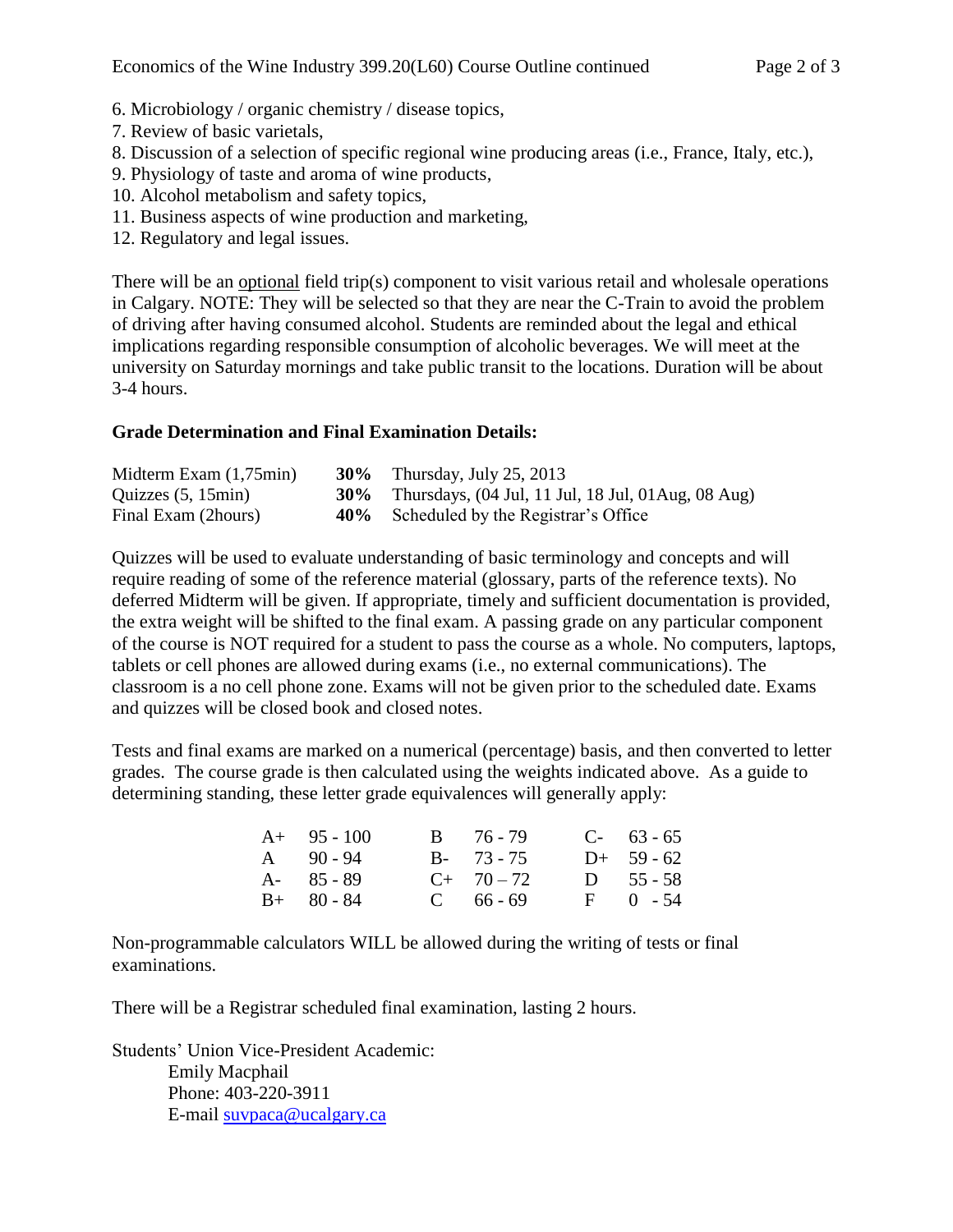6. Microbiology / organic chemistry / disease topics,
7. Review of basic varietals,
8. Discussion of a selection of specific regional wine producing areas (i.e., France, Italy, etc.),
9. Physiology of taste and aroma of wine products,
10. Alcohol metabolism and safety topics,
11. Business aspects of wine production and marketing,
12. Regulatory and legal issues.

There will be an <u>optional</u> field trip(s) component to visit various retail and wholesale operations in Calgary. NOTE: They will be selected so that they are near the C-Train to avoid the problem of driving after having consumed alcohol. Students are reminded about the legal and ethical implications regarding responsible consumption of alcoholic beverages. We will meet at the university on Saturday mornings and take public transit to the locations. Duration will be about 3-4 hours.

**Grade Determination and Final Examination Details:**

| | | |
|---|---|---|
| Midterm Exam (1,75min) | **30%** | Thursday, July 25, 2013 |
| Quizzes (5, 15min) | **30%** | Thursdays, (04 Jul, 11 Jul, 18 Jul, 01Aug, 08 Aug) |
| Final Exam (2hours) | **40%** | Scheduled by the Registrar's Office |

Quizzes will be used to evaluate understanding of basic terminology and concepts and will require reading of some of the reference material (glossary, parts of the reference texts). No deferred Midterm will be given. If appropriate, timely and sufficient documentation is provided, the extra weight will be shifted to the final exam. A passing grade on any particular component of the course is NOT required for a student to pass the course as a whole. No computers, laptops, tablets or cell phones are allowed during exams (i.e., no external communications). The classroom is a no cell phone zone. Exams will not be given prior to the scheduled date. Exams and quizzes will be closed book and closed notes.

Tests and final exams are marked on a numerical (percentage) basis, and then converted to letter grades. The course grade is then calculated using the weights indicated above. As a guide to determining standing, these letter grade equivalences will generally apply:

| | | | | | |
|---|---|---|---|---|---|
| A+ | 95 - 100 | B | 76 - 79 | C- | 63 - 65 |
| A | 90 - 94 | B- | 73 - 75 | D+ | 59 - 62 |
| A- | 85 - 89 | C+ | 70 – 72 | D | 55 - 58 |
| B+ | 80 - 84 | C | 66 - 69 | F | 0 - 54 |

Non-programmable calculators WILL be allowed during the writing of tests or final examinations.

There will be a Registrar scheduled final examination, lasting 2 hours.

Students' Union Vice-President Academic:
Emily Macphail
Phone: 403-220-3911
E-mail suvpaca@ucalgary.ca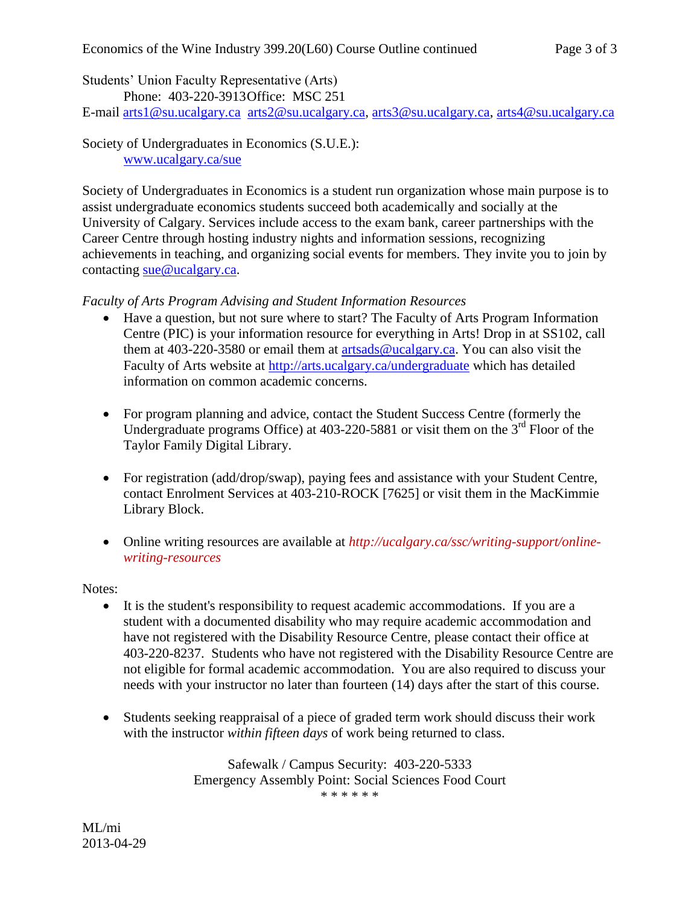Students' Union Faculty Representative (Arts)

Phone: 403-220-3913 Office: MSC 251

E-mail arts1@su.ucalgary.ca arts2@su.ucalgary.ca, arts3@su.ucalgary.ca, arts4@su.ucalgary.ca

Society of Undergraduates in Economics (S.U.E.):

www.ucalgary.ca/sue

Society of Undergraduates in Economics is a student run organization whose main purpose is to assist undergraduate economics students succeed both academically and socially at the University of Calgary. Services include access to the exam bank, career partnerships with the Career Centre through hosting industry nights and information sessions, recognizing achievements in teaching, and organizing social events for members. They invite you to join by contacting sue@ucalgary.ca.

*Faculty of Arts Program Advising and Student Information Resources*

- Have a question, but not sure where to start? The Faculty of Arts Program Information Centre (PIC) is your information resource for everything in Arts! Drop in at SS102, call them at 403-220-3580 or email them at artsads@ucalgary.ca. You can also visit the Faculty of Arts website at http://arts.ucalgary.ca/undergraduate which has detailed information on common academic concerns.

- For program planning and advice, contact the Student Success Centre (formerly the Undergraduate programs Office) at 403-220-5881 or visit them on the 3rd Floor of the Taylor Family Digital Library.

- For registration (add/drop/swap), paying fees and assistance with your Student Centre, contact Enrolment Services at 403-210-ROCK [7625] or visit them in the MacKimmie Library Block.

- Online writing resources are available at *http://ucalgary.ca/ssc/writing-support/online-writing-resources*

Notes:

- It is the student's responsibility to request academic accommodations. If you are a student with a documented disability who may require academic accommodation and have not registered with the Disability Resource Centre, please contact their office at 403-220-8237. Students who have not registered with the Disability Resource Centre are not eligible for formal academic accommodation. You are also required to discuss your needs with your instructor no later than fourteen (14) days after the start of this course.

- Students seeking reappraisal of a piece of graded term work should discuss their work with the instructor *within fifteen days* of work being returned to class.

Safewalk / Campus Security: 403-220-5333

Emergency Assembly Point: Social Sciences Food Court

\* \* \* \* \* \*

ML/mi

2013-04-29